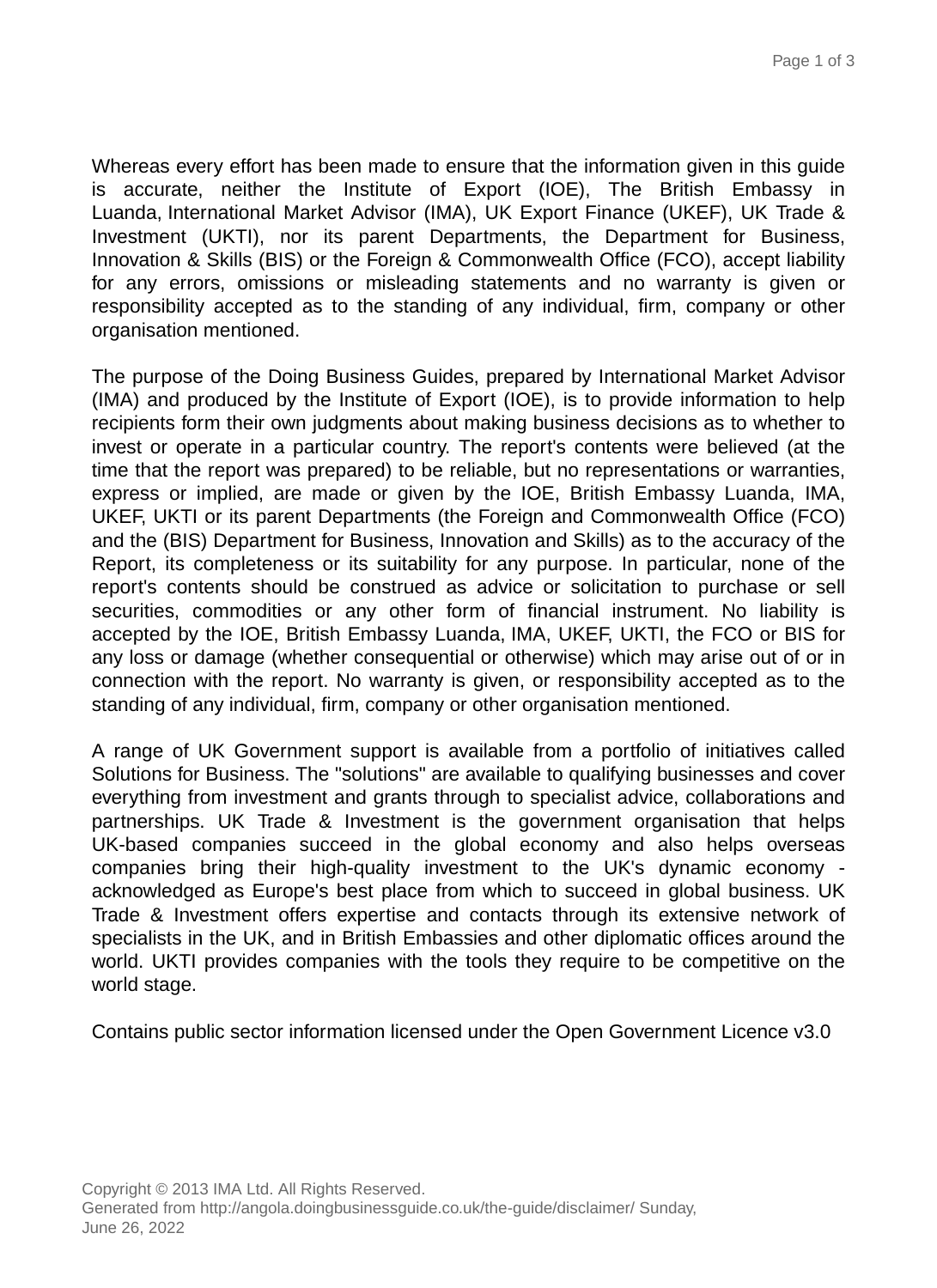Whereas every effort has been made to ensure that the information given in this guide is accurate, neither the Institute of Export (IOE), The British Embassy in Luanda, International Market Advisor (IMA), UK Export Finance (UKEF), UK Trade & Investment (UKTI), nor its parent Departments, the Department for Business, Innovation & Skills (BIS) or the Foreign & Commonwealth Office (FCO), accept liability for any errors, omissions or misleading statements and no warranty is given or responsibility accepted as to the standing of any individual, firm, company or other organisation mentioned.

The purpose of the Doing Business Guides, prepared by International Market Advisor (IMA) and produced by the Institute of Export (IOE), is to provide information to help recipients form their own judgments about making business decisions as to whether to invest or operate in a particular country. The report's contents were believed (at the time that the report was prepared) to be reliable, but no representations or warranties, express or implied, are made or given by the IOE, British Embassy Luanda, IMA, UKEF, UKTI or its parent Departments (the Foreign and Commonwealth Office (FCO) and the (BIS) Department for Business, Innovation and Skills) as to the accuracy of the Report, its completeness or its suitability for any purpose. In particular, none of the report's contents should be construed as advice or solicitation to purchase or sell securities, commodities or any other form of financial instrument. No liability is accepted by the IOE, British Embassy Luanda, IMA, UKEF, UKTI, the FCO or BIS for any loss or damage (whether consequential or otherwise) which may arise out of or in connection with the report. No warranty is given, or responsibility accepted as to the standing of any individual, firm, company or other organisation mentioned.

A range of UK Government support is available from a portfolio of initiatives called Solutions for Business. The "solutions" are available to qualifying businesses and cover everything from investment and grants through to specialist advice, collaborations and partnerships. UK Trade & Investment is the government organisation that helps UK-based companies succeed in the global economy and also helps overseas companies bring their high-quality investment to the UK's dynamic economy - acknowledged as Europe's best place from which to succeed in global business. UK Trade & Investment offers expertise and contacts through its extensive network of specialists in the UK, and in British Embassies and other diplomatic offices around the world. UKTI provides companies with the tools they require to be competitive on the world stage.

Contains public sector information licensed under the Open Government Licence v3.0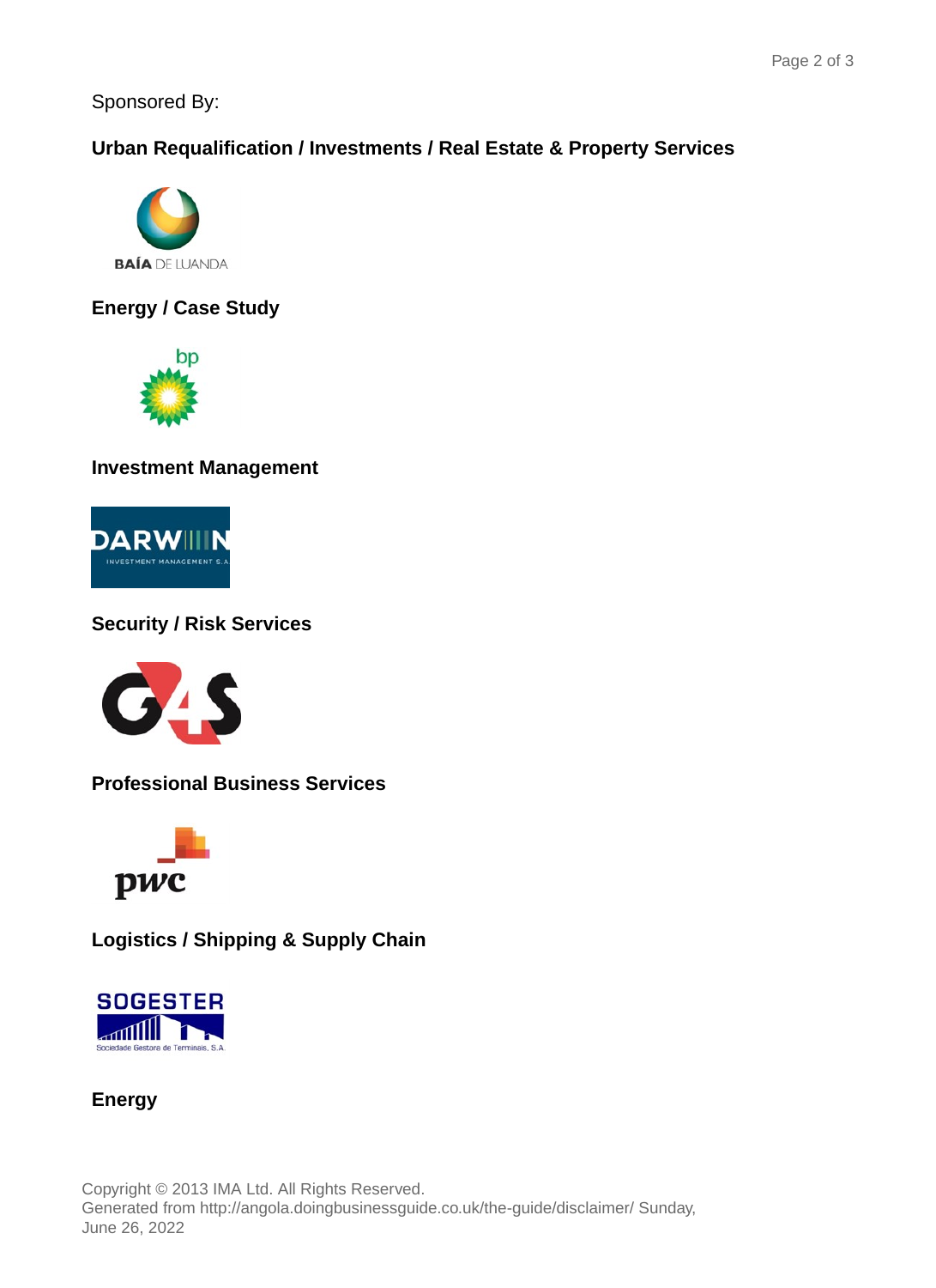Sponsored By:

**Urban Requalification / Investments / Real Estate & Property Services**

BAÍA DE LUANDA

**Energy / Case Study**

bp

**Investment Management**

DARWIN
INVESTMENT MANAGEMENT S.A.

**Security / Risk Services**

G4S

**Professional Business Services**

pwc

**Logistics / Shipping & Supply Chain**

SOGESTER
Sociedade Gestora de Terminais, S.A.

**Energy**

Copyright © 2013 IMA Ltd. All Rights Reserved.
Generated from http://angola.doingbusinessguide.co.uk/the-guide/disclaimer/ Sunday, June 26, 2022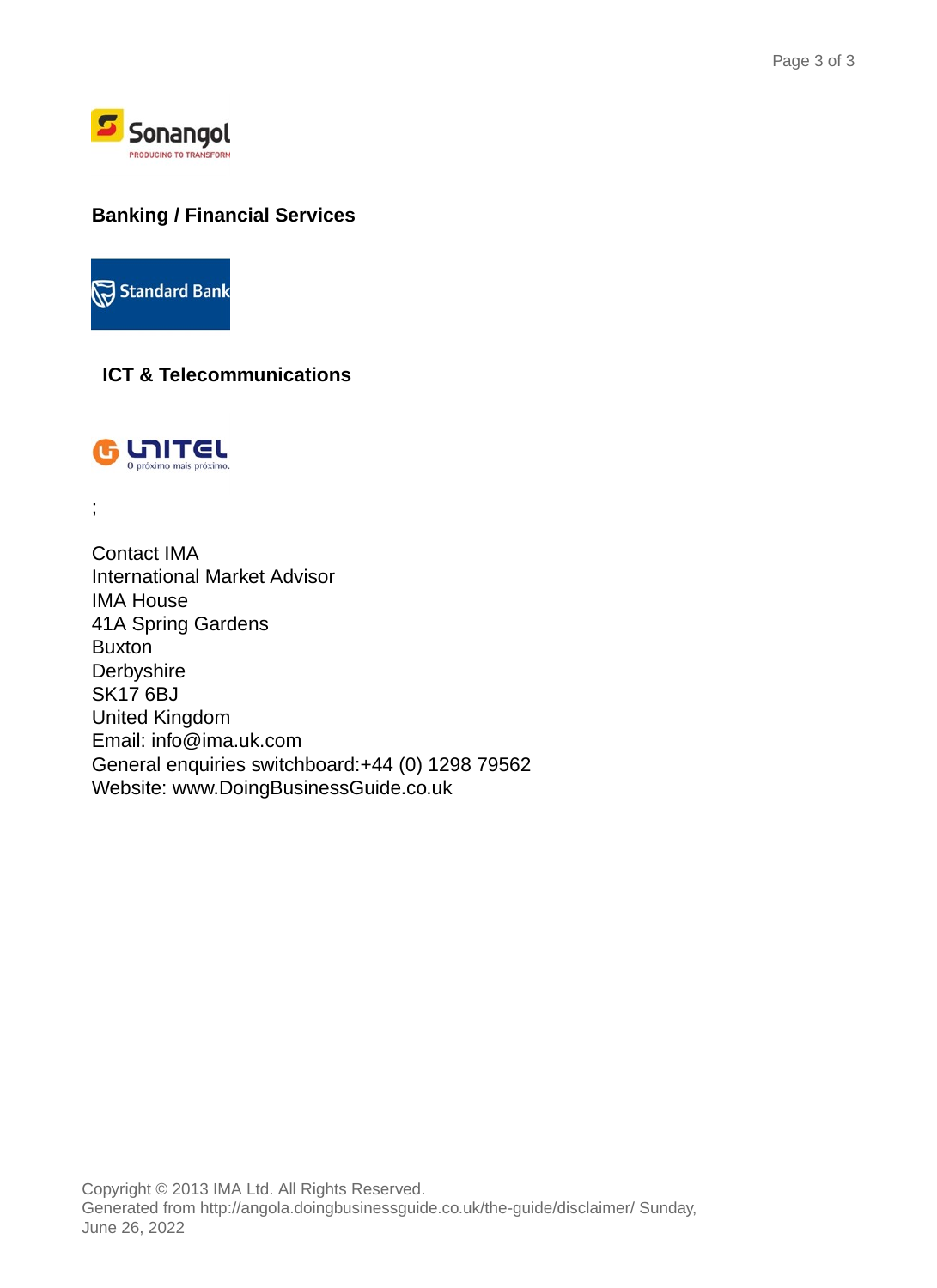**Banking / Financial Services**

**ICT & Telecommunications**

;

Contact IMA
International Market Advisor
IMA House
41A Spring Gardens
Buxton
Derbyshire
SK17 6BJ
United Kingdom
Email: info@ima.uk.com
General enquiries switchboard:+44 (0) 1298 79562
Website: www.DoingBusinessGuide.co.uk

Copyright © 2013 IMA Ltd. All Rights Reserved.
Generated from http://angola.doingbusinessguide.co.uk/the-guide/disclaimer/ Sunday, June 26, 2022